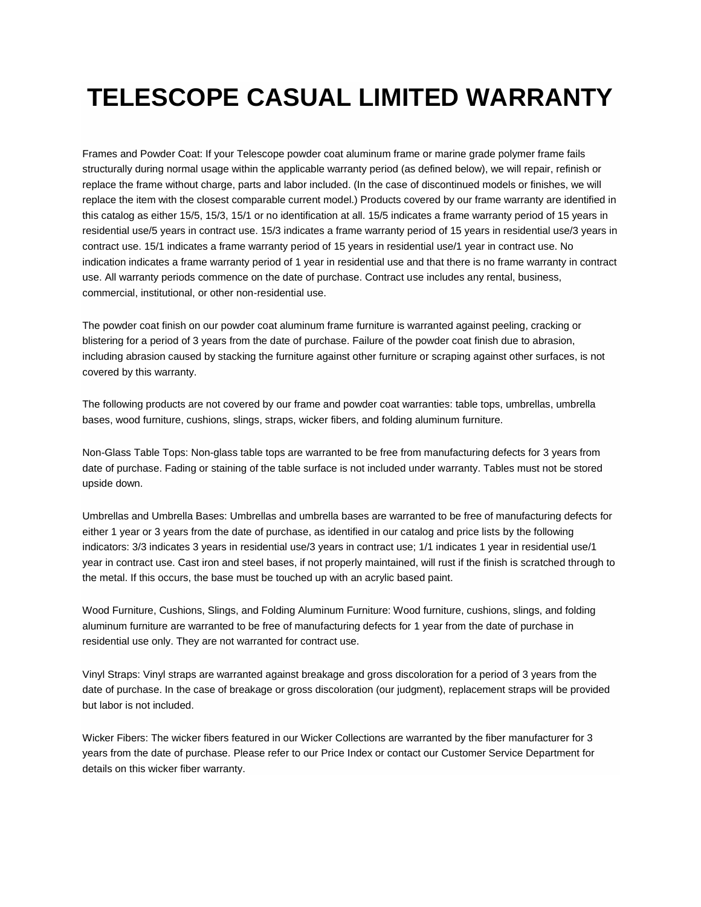# TELESCOPE CASUAL LIMITED WARRANTY

Frames and Powder Coat: If your Telescope powder coat aluminum frame or marine grade polymer frame fails structurally during normal usage within the applicable warranty period (as defined below), we will repair, refinish or replace the frame without charge, parts and labor included. (In the case of discontinued models or finishes, we will replace the item with the closest comparable current model.) Products covered by our frame warranty are identified in this catalog as either 15/5, 15/3, 15/1 or no identification at all. 15/5 indicates a frame warranty period of 15 years in residential use/5 years in contract use. 15/3 indicates a frame warranty period of 15 years in residential use/3 years in contract use. 15/1 indicates a frame warranty period of 15 years in residential use/1 year in contract use. No indication indicates a frame warranty period of 1 year in residential use and that there is no frame warranty in contract use. All warranty periods commence on the date of purchase. Contract use includes any rental, business, commercial, institutional, or other non-residential use.

The powder coat finish on our powder coat aluminum frame furniture is warranted against peeling, cracking or blistering for a period of 3 years from the date of purchase. Failure of the powder coat finish due to abrasion, including abrasion caused by stacking the furniture against other furniture or scraping against other surfaces, is not covered by this warranty.

The following products are not covered by our frame and powder coat warranties: table tops, umbrellas, umbrella bases, wood furniture, cushions, slings, straps, wicker fibers, and folding aluminum furniture.

Non-Glass Table Tops: Non-glass table tops are warranted to be free from manufacturing defects for 3 years from date of purchase. Fading or staining of the table surface is not included under warranty. Tables must not be stored upside down.

Umbrellas and Umbrella Bases: Umbrellas and umbrella bases are warranted to be free of manufacturing defects for either 1 year or 3 years from the date of purchase, as identified in our catalog and price lists by the following indicators: 3/3 indicates 3 years in residential use/3 years in contract use; 1/1 indicates 1 year in residential use/1 year in contract use. Cast iron and steel bases, if not properly maintained, will rust if the finish is scratched through to the metal. If this occurs, the base must be touched up with an acrylic based paint.

Wood Furniture, Cushions, Slings, and Folding Aluminum Furniture: Wood furniture, cushions, slings, and folding aluminum furniture are warranted to be free of manufacturing defects for 1 year from the date of purchase in residential use only. They are not warranted for contract use.

Vinyl Straps: Vinyl straps are warranted against breakage and gross discoloration for a period of 3 years from the date of purchase. In the case of breakage or gross discoloration (our judgment), replacement straps will be provided but labor is not included.

Wicker Fibers: The wicker fibers featured in our Wicker Collections are warranted by the fiber manufacturer for 3 years from the date of purchase. Please refer to our Price Index or contact our Customer Service Department for details on this wicker fiber warranty.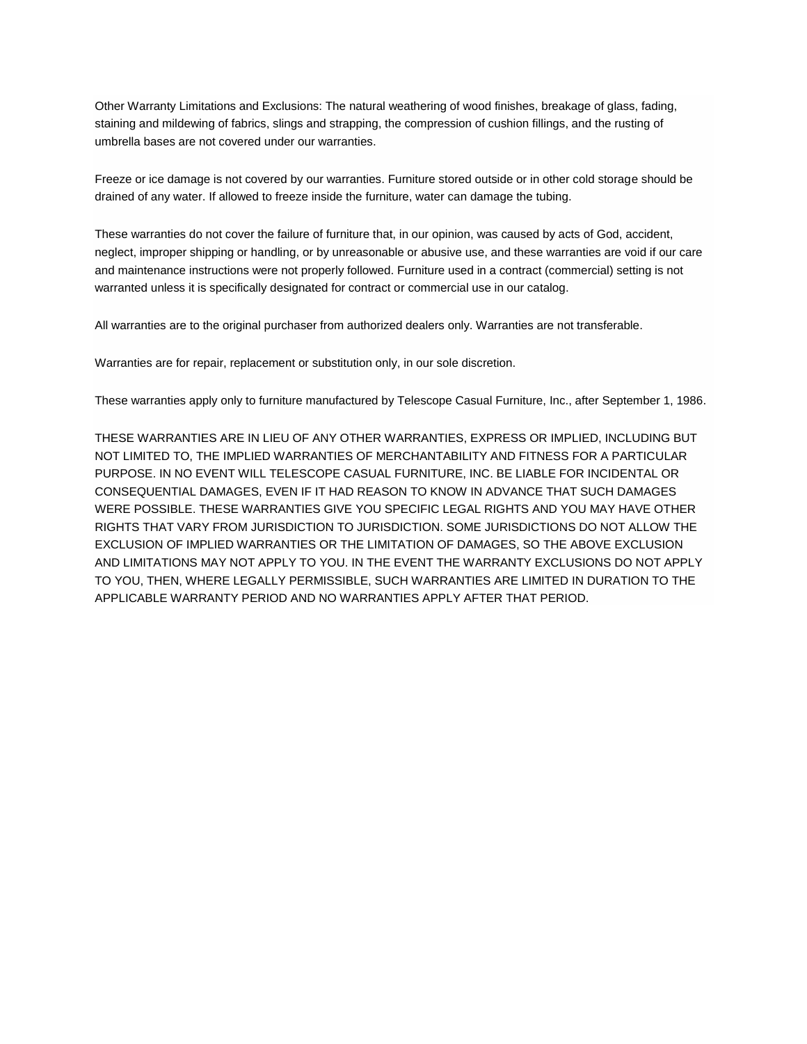Other Warranty Limitations and Exclusions: The natural weathering of wood finishes, breakage of glass, fading, staining and mildewing of fabrics, slings and strapping, the compression of cushion fillings, and the rusting of umbrella bases are not covered under our warranties.

Freeze or ice damage is not covered by our warranties. Furniture stored outside or in other cold storage should be drained of any water. If allowed to freeze inside the furniture, water can damage the tubing.

These warranties do not cover the failure of furniture that, in our opinion, was caused by acts of God, accident, neglect, improper shipping or handling, or by unreasonable or abusive use, and these warranties are void if our care and maintenance instructions were not properly followed. Furniture used in a contract (commercial) setting is not warranted unless it is specifically designated for contract or commercial use in our catalog.

All warranties are to the original purchaser from authorized dealers only. Warranties are not transferable.

Warranties are for repair, replacement or substitution only, in our sole discretion.

These warranties apply only to furniture manufactured by Telescope Casual Furniture, Inc., after September 1, 1986.

THESE WARRANTIES ARE IN LIEU OF ANY OTHER WARRANTIES, EXPRESS OR IMPLIED, INCLUDING BUT NOT LIMITED TO, THE IMPLIED WARRANTIES OF MERCHANTABILITY AND FITNESS FOR A PARTICULAR PURPOSE. IN NO EVENT WILL TELESCOPE CASUAL FURNITURE, INC. BE LIABLE FOR INCIDENTAL OR CONSEQUENTIAL DAMAGES, EVEN IF IT HAD REASON TO KNOW IN ADVANCE THAT SUCH DAMAGES WERE POSSIBLE. THESE WARRANTIES GIVE YOU SPECIFIC LEGAL RIGHTS AND YOU MAY HAVE OTHER RIGHTS THAT VARY FROM JURISDICTION TO JURISDICTION. SOME JURISDICTIONS DO NOT ALLOW THE EXCLUSION OF IMPLIED WARRANTIES OR THE LIMITATION OF DAMAGES, SO THE ABOVE EXCLUSION AND LIMITATIONS MAY NOT APPLY TO YOU. IN THE EVENT THE WARRANTY EXCLUSIONS DO NOT APPLY TO YOU, THEN, WHERE LEGALLY PERMISSIBLE, SUCH WARRANTIES ARE LIMITED IN DURATION TO THE APPLICABLE WARRANTY PERIOD AND NO WARRANTIES APPLY AFTER THAT PERIOD.